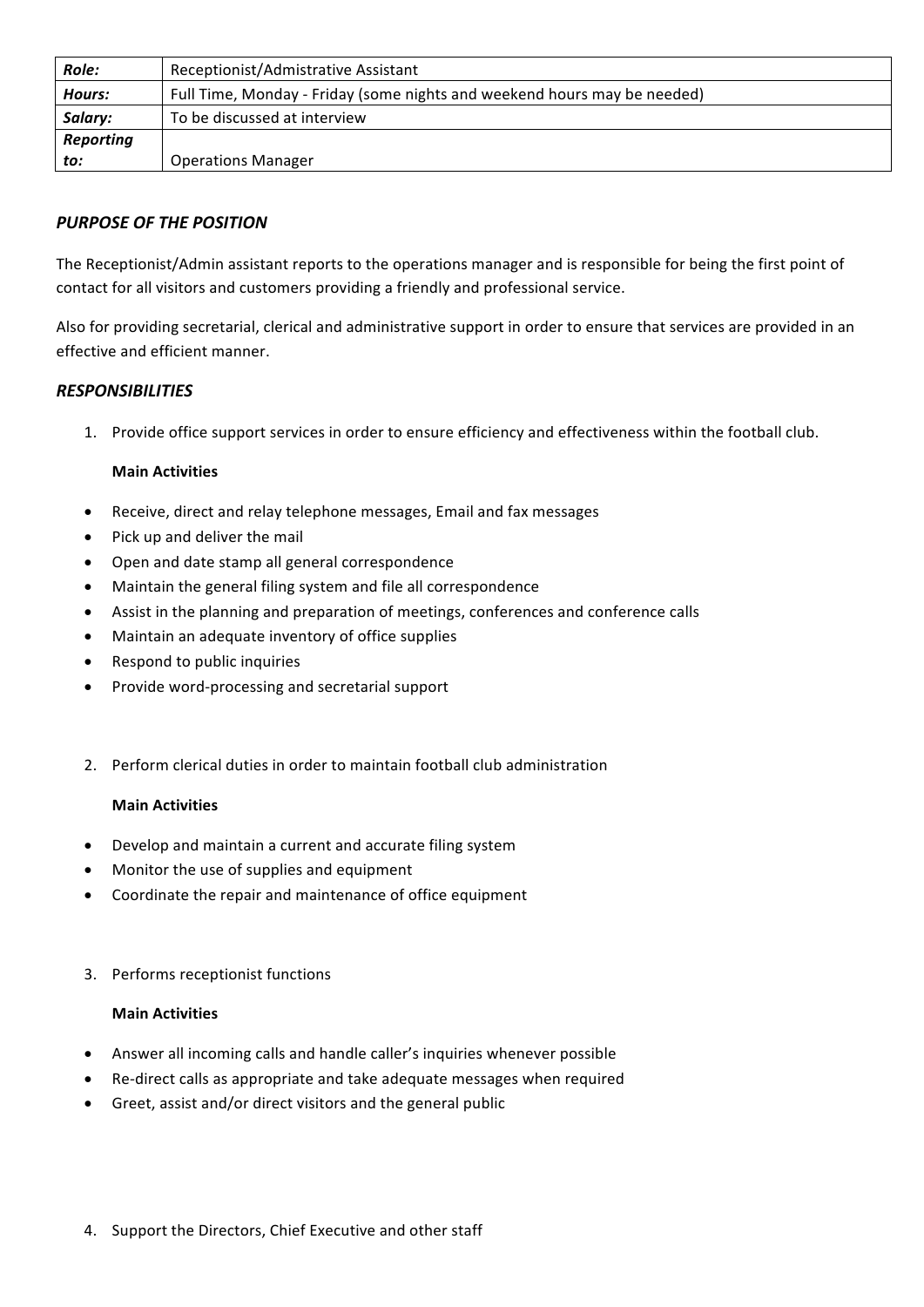| *Role:* | Receptionist/Admistrative Assistant |
|---|---|
| *Hours:* | Full Time, Monday - Friday (some nights and weekend hours may be needed) |
| *Salary:* | To be discussed at interview |
| *Reporting to:* | Operations Manager |

## *PURPOSE OF THE POSITION*

The Receptionist/Admin assistant reports to the operations manager and is responsible for being the first point of contact for all visitors and customers providing a friendly and professional service.

Also for providing secretarial, clerical and administrative support in order to ensure that services are provided in an effective and efficient manner.

## *RESPONSIBILITIES*

1. Provide office support services in order to ensure efficiency and effectiveness within the football club.

   **Main Activities**

- Receive, direct and relay telephone messages, Email and fax messages
- Pick up and deliver the mail
- Open and date stamp all general correspondence
- Maintain the general filing system and file all correspondence
- Assist in the planning and preparation of meetings, conferences and conference calls
- Maintain an adequate inventory of office supplies
- Respond to public inquiries
- Provide word-processing and secretarial support

2. Perform clerical duties in order to maintain football club administration

   **Main Activities**

- Develop and maintain a current and accurate filing system
- Monitor the use of supplies and equipment
- Coordinate the repair and maintenance of office equipment

3. Performs receptionist functions

   **Main Activities**

- Answer all incoming calls and handle caller's inquiries whenever possible
- Re-direct calls as appropriate and take adequate messages when required
- Greet, assist and/or direct visitors and the general public

4. Support the Directors, Chief Executive and other staff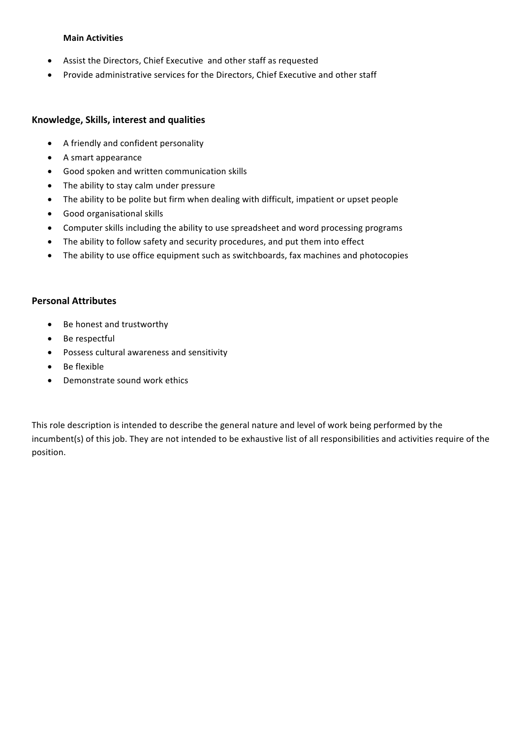**Main Activities**

- Assist the Directors, Chief Executive and other staff as requested
- Provide administrative services for the Directors, Chief Executive and other staff

## Knowledge, Skills, interest and qualities

- A friendly and confident personality
- A smart appearance
- Good spoken and written communication skills
- The ability to stay calm under pressure
- The ability to be polite but firm when dealing with difficult, impatient or upset people
- Good organisational skills
- Computer skills including the ability to use spreadsheet and word processing programs
- The ability to follow safety and security procedures, and put them into effect
- The ability to use office equipment such as switchboards, fax machines and photocopies

## Personal Attributes

- Be honest and trustworthy
- Be respectful
- Possess cultural awareness and sensitivity
- Be flexible
- Demonstrate sound work ethics

This role description is intended to describe the general nature and level of work being performed by the incumbent(s) of this job. They are not intended to be exhaustive list of all responsibilities and activities require of the position.